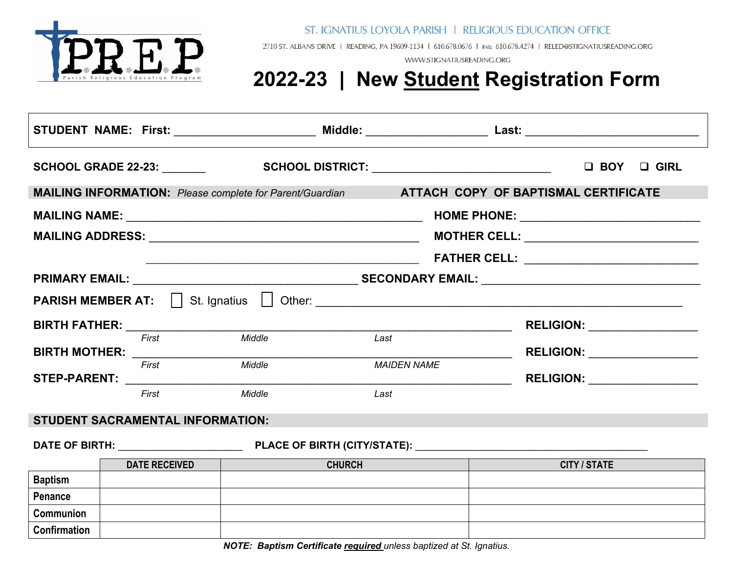P.R.E.P

Parish Religious Education Program

ST. IGNATIUS LOYOLA PARISH | RELIGIOUS EDUCATION OFFICE

2710 ST. ALBANS DRIVE | READING, PA 19609-1134 | 610.678.0676 | FAX: 610.678.4274 | RELED@STIGNATIUSREADING.ORG

WWW.STIGNATIUSREADING.ORG

# 2022-23 | New Student Registration Form

**STUDENT NAME: First:** ______________________ **Middle:** ___________________ **Last:** ___________________________

**SCHOOL GRADE 22-23:** _______ **SCHOOL DISTRICT:** ____________________________ ❑ **BOY** ❑ **GIRL**

**MAILING INFORMATION:** *Please complete for Parent/Guardian* **ATTACH COPY OF BAPTISMAL CERTIFICATE**

**MAILING NAME:** ______________________________________________ **HOME PHONE:** ___________________________

**MAILING ADDRESS:** __________________________________________ **MOTHER CELL:** ___________________________

__________________________________________ **FATHER CELL:** ___________________________

**PRIMARY EMAIL:** ___________________________________ **SECONDARY EMAIL:** ___________________________________

**PARISH MEMBER AT:** ☐ St. Ignatius ☐ Other: ___________________________________________________________

**BIRTH FATHER:** ____________________________________________________________ **RELIGION:** _________________
*First* *Middle* *Last*

**BIRTH MOTHER:** ___________________________________________________________ **RELIGION:** _________________
*First* *Middle* *MAIDEN NAME*

**STEP-PARENT:** ____________________________________________________________ **RELIGION:** _________________
*First* *Middle* *Last*

## STUDENT SACRAMENTAL INFORMATION:

**DATE OF BIRTH:** _____________________ **PLACE OF BIRTH (CITY/STATE):** _____________________________________

| | DATE RECEIVED | CHURCH | CITY / STATE |
|---|---|---|---|
| Baptism | | | |
| Penance | | | |
| Communion | | | |
| Confirmation | | | |

***NOTE: Baptism Certificate required** unless baptized at St. Ignatius.*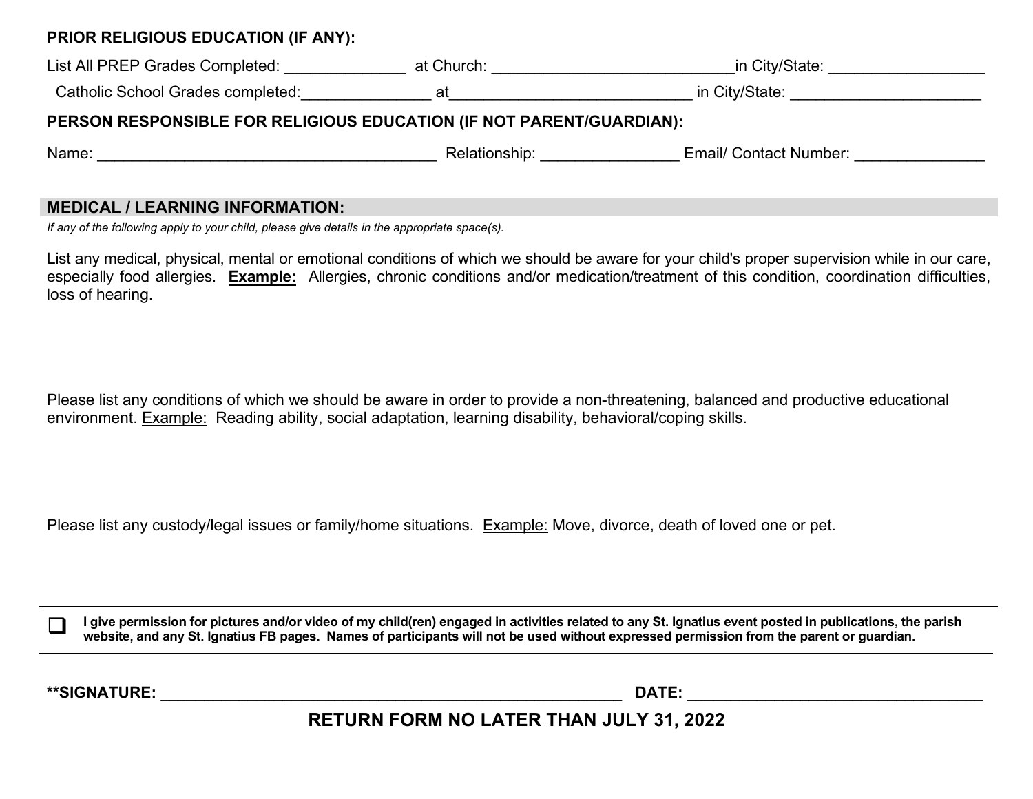**PRIOR RELIGIOUS EDUCATION (IF ANY):**

List All PREP Grades Completed: ______________ at Church: ____________________________in City/State: __________________

Catholic School Grades completed:_______________ at____________________________ in City/State: ______________________

**PERSON RESPONSIBLE FOR RELIGIOUS EDUCATION (IF NOT PARENT/GUARDIAN):**

Name: _______________________________________ Relationship: ________________ Email/ Contact Number: _______________

## MEDICAL / LEARNING INFORMATION:

*If any of the following apply to your child, please give details in the appropriate space(s).*

List any medical, physical, mental or emotional conditions of which we should be aware for your child's proper supervision while in our care, especially food allergies. **Example:** Allergies, chronic conditions and/or medication/treatment of this condition, coordination difficulties, loss of hearing.

Please list any conditions of which we should be aware in order to provide a non-threatening, balanced and productive educational environment. Example: Reading ability, social adaptation, learning disability, behavioral/coping skills.

Please list any custody/legal issues or family/home situations. Example: Move, divorce, death of loved one or pet.

☐ **I give permission for pictures and/or video of my child(ren) engaged in activities related to any St. Ignatius event posted in publications, the parish website, and any St. Ignatius FB pages. Names of participants will not be used without expressed permission from the parent or guardian.**

**\*\*SIGNATURE:** ______________________________________________________ **DATE:** ___________________________________

**RETURN FORM NO LATER THAN JULY 31, 2022**